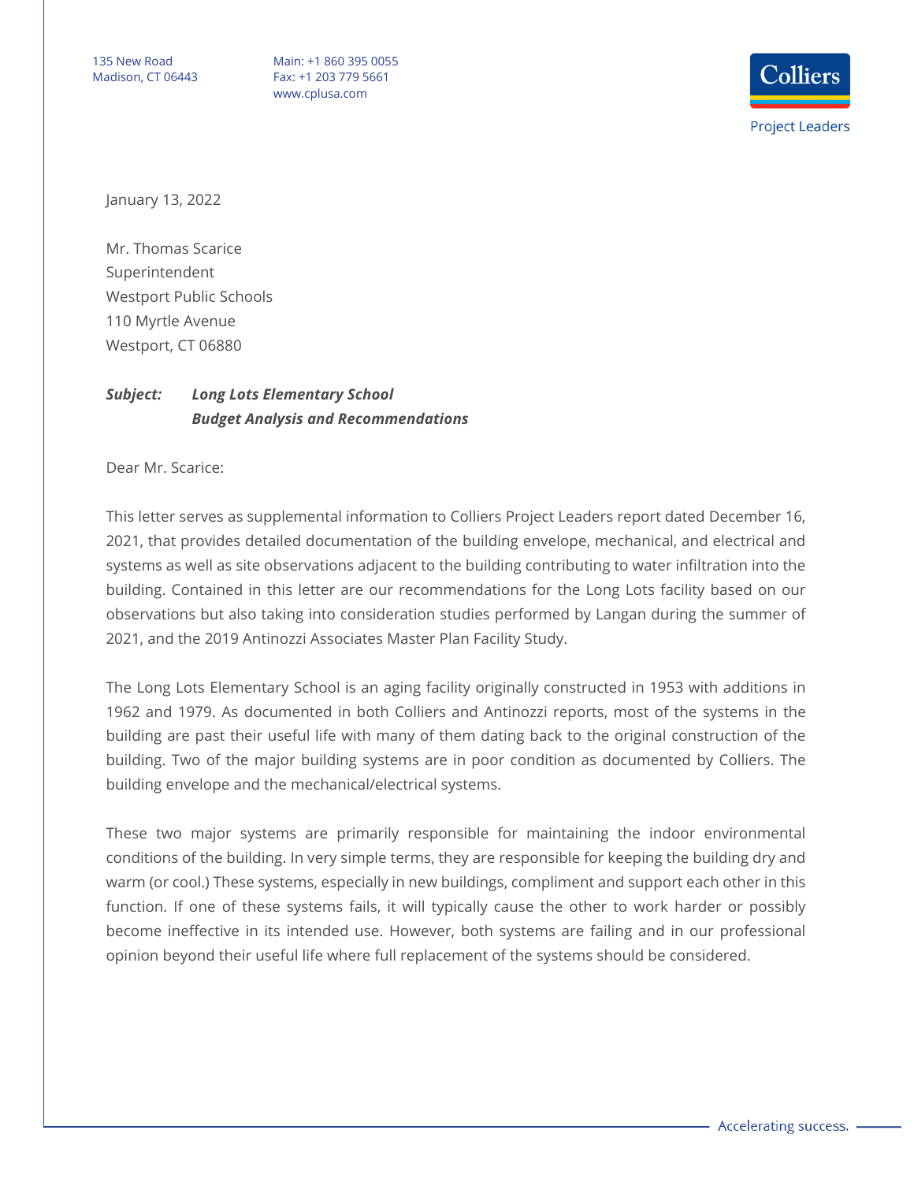135 New Road
Madison, CT 06443

Main: +1 860 395 0055
Fax: +1 203 779 5661
www.cplusa.com

Colliers
Project Leaders

January 13, 2022

Mr. Thomas Scarice
Superintendent
Westport Public Schools
110 Myrtle Avenue
Westport, CT 06880

***Subject:*** ***Long Lots Elementary School***
***Budget Analysis and Recommendations***

Dear Mr. Scarice:

This letter serves as supplemental information to Colliers Project Leaders report dated December 16, 2021, that provides detailed documentation of the building envelope, mechanical, and electrical and systems as well as site observations adjacent to the building contributing to water infiltration into the building. Contained in this letter are our recommendations for the Long Lots facility based on our observations but also taking into consideration studies performed by Langan during the summer of 2021, and the 2019 Antinozzi Associates Master Plan Facility Study.

The Long Lots Elementary School is an aging facility originally constructed in 1953 with additions in 1962 and 1979. As documented in both Colliers and Antinozzi reports, most of the systems in the building are past their useful life with many of them dating back to the original construction of the building. Two of the major building systems are in poor condition as documented by Colliers. The building envelope and the mechanical/electrical systems.

These two major systems are primarily responsible for maintaining the indoor environmental conditions of the building. In very simple terms, they are responsible for keeping the building dry and warm (or cool.) These systems, especially in new buildings, compliment and support each other in this function. If one of these systems fails, it will typically cause the other to work harder or possibly become ineffective in its intended use. However, both systems are failing and in our professional opinion beyond their useful life where full replacement of the systems should be considered.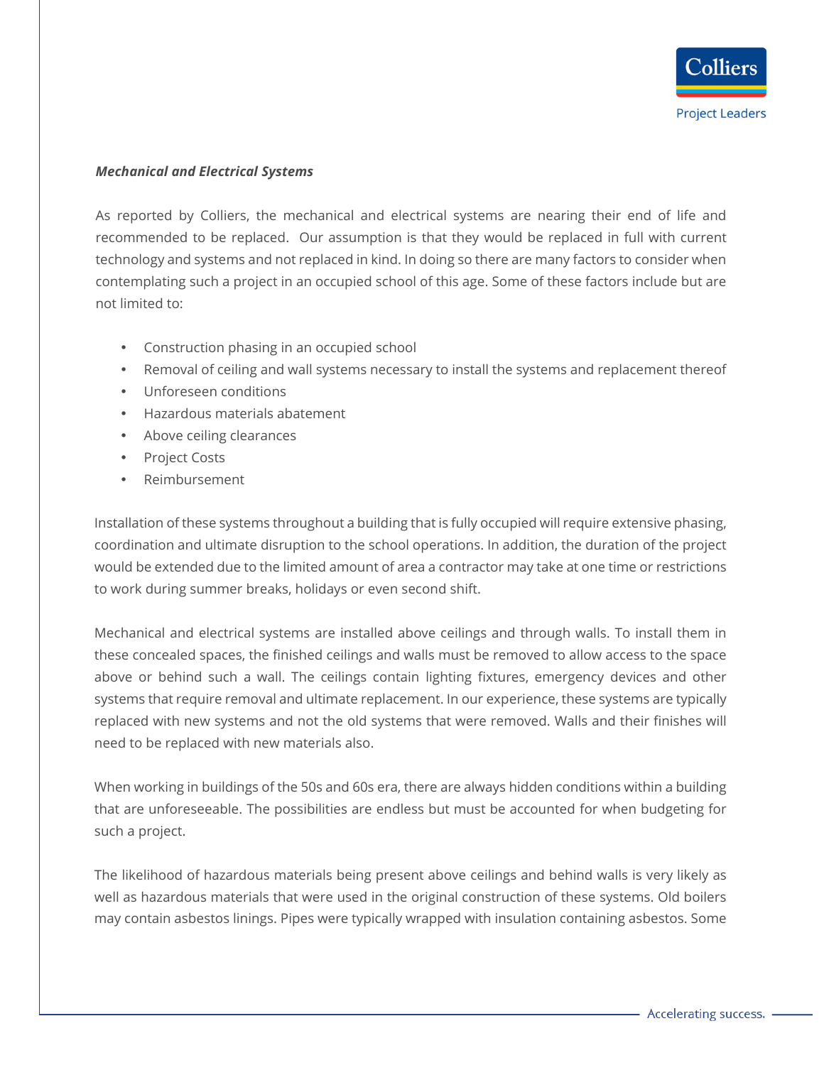***Mechanical and Electrical Systems***

As reported by Colliers, the mechanical and electrical systems are nearing their end of life and recommended to be replaced. Our assumption is that they would be replaced in full with current technology and systems and not replaced in kind. In doing so there are many factors to consider when contemplating such a project in an occupied school of this age. Some of these factors include but are not limited to:

- Construction phasing in an occupied school
- Removal of ceiling and wall systems necessary to install the systems and replacement thereof
- Unforeseen conditions
- Hazardous materials abatement
- Above ceiling clearances
- Project Costs
- Reimbursement

Installation of these systems throughout a building that is fully occupied will require extensive phasing, coordination and ultimate disruption to the school operations. In addition, the duration of the project would be extended due to the limited amount of area a contractor may take at one time or restrictions to work during summer breaks, holidays or even second shift.

Mechanical and electrical systems are installed above ceilings and through walls. To install them in these concealed spaces, the finished ceilings and walls must be removed to allow access to the space above or behind such a wall. The ceilings contain lighting fixtures, emergency devices and other systems that require removal and ultimate replacement. In our experience, these systems are typically replaced with new systems and not the old systems that were removed. Walls and their finishes will need to be replaced with new materials also.

When working in buildings of the 50s and 60s era, there are always hidden conditions within a building that are unforeseeable. The possibilities are endless but must be accounted for when budgeting for such a project.

The likelihood of hazardous materials being present above ceilings and behind walls is very likely as well as hazardous materials that were used in the original construction of these systems. Old boilers may contain asbestos linings. Pipes were typically wrapped with insulation containing asbestos. Some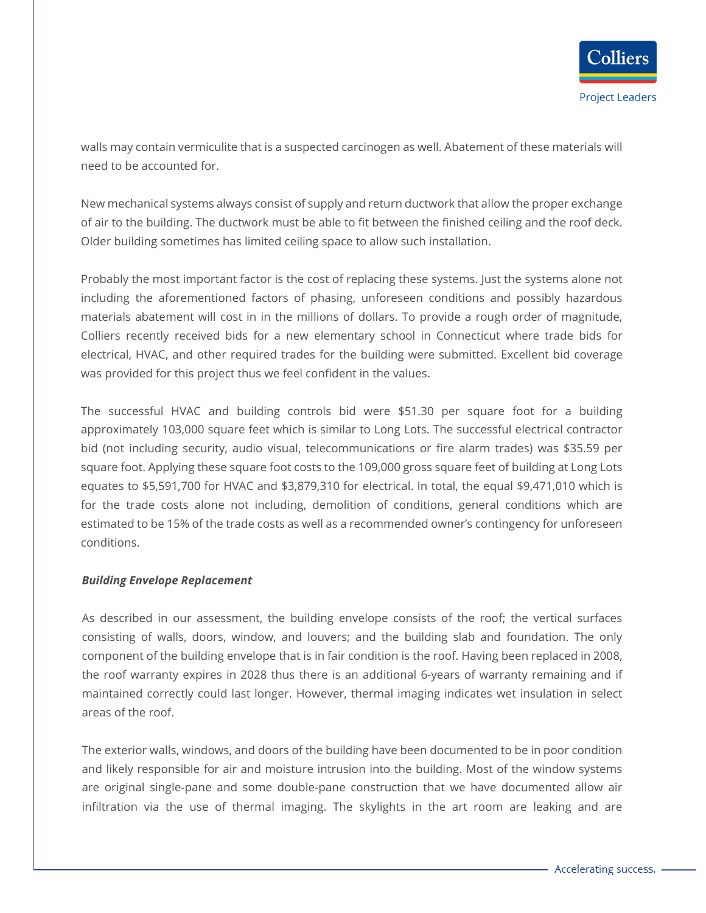walls may contain vermiculite that is a suspected carcinogen as well. Abatement of these materials will need to be accounted for.

New mechanical systems always consist of supply and return ductwork that allow the proper exchange of air to the building. The ductwork must be able to fit between the finished ceiling and the roof deck. Older building sometimes has limited ceiling space to allow such installation.

Probably the most important factor is the cost of replacing these systems. Just the systems alone not including the aforementioned factors of phasing, unforeseen conditions and possibly hazardous materials abatement will cost in in the millions of dollars. To provide a rough order of magnitude, Colliers recently received bids for a new elementary school in Connecticut where trade bids for electrical, HVAC, and other required trades for the building were submitted. Excellent bid coverage was provided for this project thus we feel confident in the values.

The successful HVAC and building controls bid were $51.30 per square foot for a building approximately 103,000 square feet which is similar to Long Lots. The successful electrical contractor bid (not including security, audio visual, telecommunications or fire alarm trades) was $35.59 per square foot. Applying these square foot costs to the 109,000 gross square feet of building at Long Lots equates to $5,591,700 for HVAC and $3,879,310 for electrical. In total, the equal $9,471,010 which is for the trade costs alone not including, demolition of conditions, general conditions which are estimated to be 15% of the trade costs as well as a recommended owner's contingency for unforeseen conditions.

***Building Envelope Replacement***

As described in our assessment, the building envelope consists of the roof; the vertical surfaces consisting of walls, doors, window, and louvers; and the building slab and foundation. The only component of the building envelope that is in fair condition is the roof. Having been replaced in 2008, the roof warranty expires in 2028 thus there is an additional 6-years of warranty remaining and if maintained correctly could last longer. However, thermal imaging indicates wet insulation in select areas of the roof.

The exterior walls, windows, and doors of the building have been documented to be in poor condition and likely responsible for air and moisture intrusion into the building. Most of the window systems are original single-pane and some double-pane construction that we have documented allow air infiltration via the use of thermal imaging. The skylights in the art room are leaking and are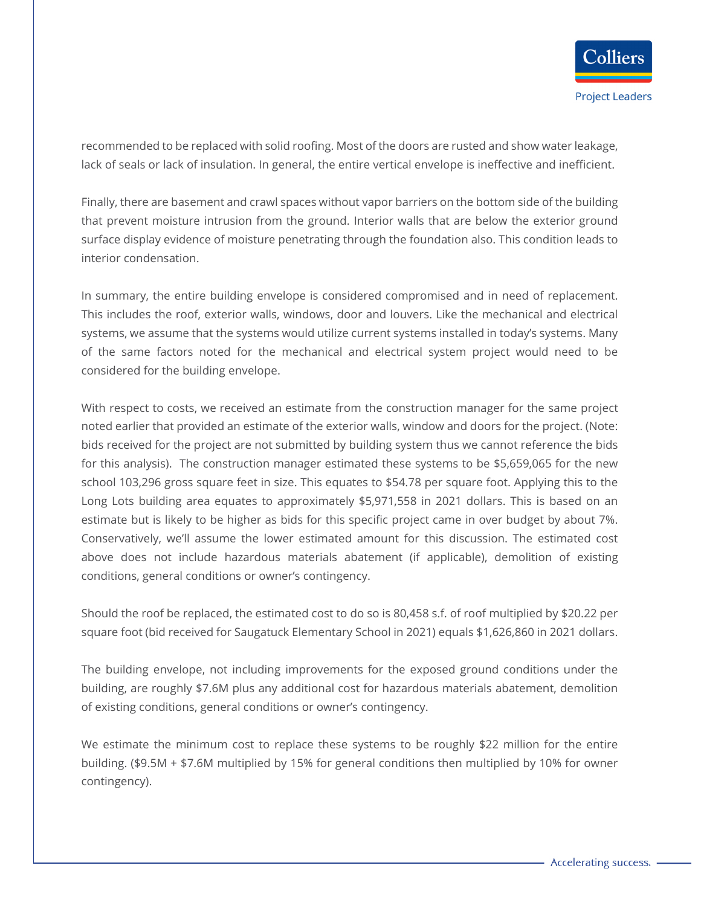recommended to be replaced with solid roofing. Most of the doors are rusted and show water leakage, lack of seals or lack of insulation. In general, the entire vertical envelope is ineffective and inefficient.

Finally, there are basement and crawl spaces without vapor barriers on the bottom side of the building that prevent moisture intrusion from the ground. Interior walls that are below the exterior ground surface display evidence of moisture penetrating through the foundation also. This condition leads to interior condensation.

In summary, the entire building envelope is considered compromised and in need of replacement. This includes the roof, exterior walls, windows, door and louvers. Like the mechanical and electrical systems, we assume that the systems would utilize current systems installed in today's systems. Many of the same factors noted for the mechanical and electrical system project would need to be considered for the building envelope.

With respect to costs, we received an estimate from the construction manager for the same project noted earlier that provided an estimate of the exterior walls, window and doors for the project. (Note: bids received for the project are not submitted by building system thus we cannot reference the bids for this analysis). The construction manager estimated these systems to be $5,659,065 for the new school 103,296 gross square feet in size. This equates to $54.78 per square foot. Applying this to the Long Lots building area equates to approximately $5,971,558 in 2021 dollars. This is based on an estimate but is likely to be higher as bids for this specific project came in over budget by about 7%. Conservatively, we'll assume the lower estimated amount for this discussion. The estimated cost above does not include hazardous materials abatement (if applicable), demolition of existing conditions, general conditions or owner's contingency.

Should the roof be replaced, the estimated cost to do so is 80,458 s.f. of roof multiplied by $20.22 per square foot (bid received for Saugatuck Elementary School in 2021) equals $1,626,860 in 2021 dollars.

The building envelope, not including improvements for the exposed ground conditions under the building, are roughly $7.6M plus any additional cost for hazardous materials abatement, demolition of existing conditions, general conditions or owner's contingency.

We estimate the minimum cost to replace these systems to be roughly $22 million for the entire building. ($9.5M + $7.6M multiplied by 15% for general conditions then multiplied by 10% for owner contingency).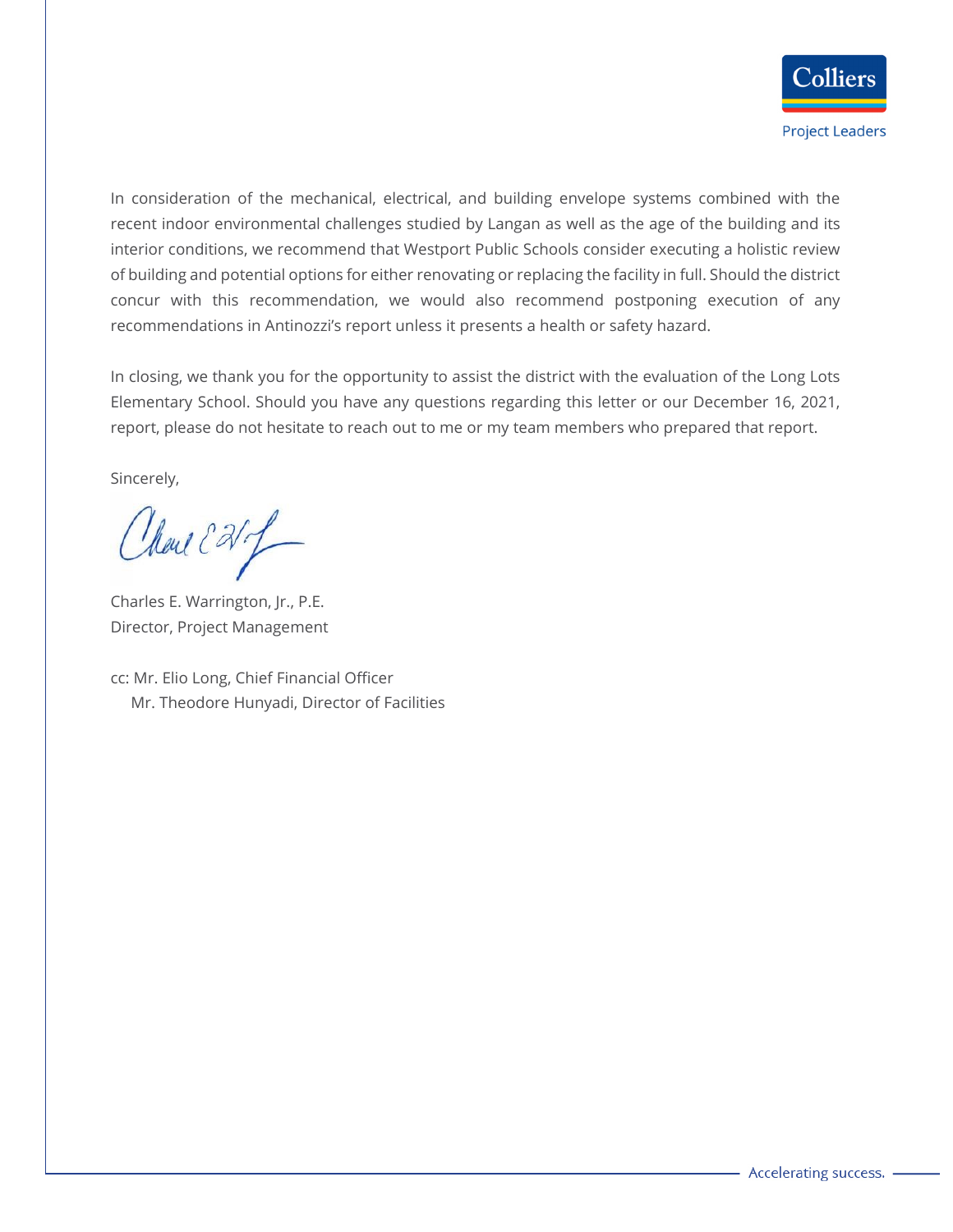In consideration of the mechanical, electrical, and building envelope systems combined with the recent indoor environmental challenges studied by Langan as well as the age of the building and its interior conditions, we recommend that Westport Public Schools consider executing a holistic review of building and potential options for either renovating or replacing the facility in full. Should the district concur with this recommendation, we would also recommend postponing execution of any recommendations in Antinozzi's report unless it presents a health or safety hazard.

In closing, we thank you for the opportunity to assist the district with the evaluation of the Long Lots Elementary School. Should you have any questions regarding this letter or our December 16, 2021, report, please do not hesitate to reach out to me or my team members who prepared that report.

Sincerely,

Charles E. Warrington, Jr., P.E.
Director, Project Management

cc: Mr. Elio Long, Chief Financial Officer
Mr. Theodore Hunyadi, Director of Facilities